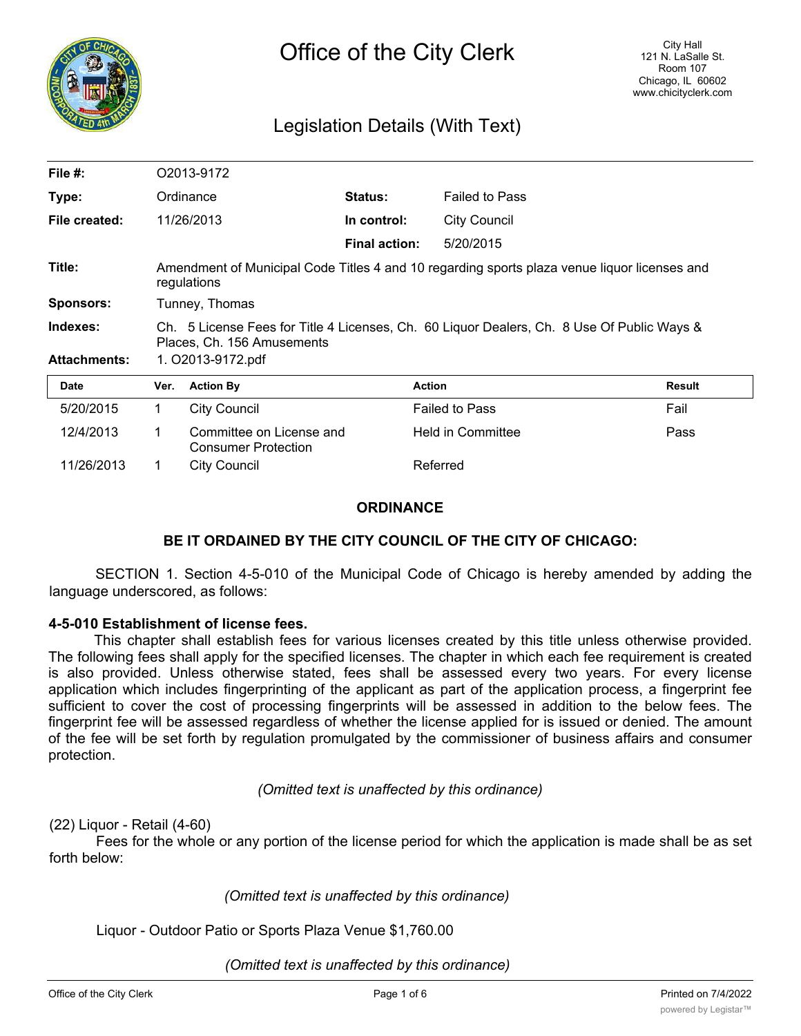# Office of the City Clerk

City Hall
121 N. LaSalle St.
Room 107
Chicago, IL 60602
www.chicityclerk.com

## Legislation Details (With Text)

| | | | |
|---|---|---|---|
| **File #:** | O2013-9172 | | |
| **Type:** | Ordinance | **Status:** | Failed to Pass |
| **File created:** | 11/26/2013 | **In control:** | City Council |
| | | **Final action:** | 5/20/2015 |
| **Title:** | Amendment of Municipal Code Titles 4 and 10 regarding sports plaza venue liquor licenses and regulations | | |
| **Sponsors:** | Tunney, Thomas | | |
| **Indexes:** | Ch. 5 License Fees for Title 4 Licenses, Ch. 60 Liquor Dealers, Ch. 8 Use Of Public Ways & Places, Ch. 156 Amusements | | |
| **Attachments:** | 1. O2013-9172.pdf | | |

| Date | Ver. | Action By | Action | Result |
|---|---|---|---|---|
| 5/20/2015 | 1 | City Council | Failed to Pass | Fail |
| 12/4/2013 | 1 | Committee on License and Consumer Protection | Held in Committee | Pass |
| 11/26/2013 | 1 | City Council | Referred | |

**ORDINANCE**

**BE IT ORDAINED BY THE CITY COUNCIL OF THE CITY OF CHICAGO:**

SECTION 1. Section 4-5-010 of the Municipal Code of Chicago is hereby amended by adding the language underscored, as follows:

**4-5-010 Establishment of license fees.**

This chapter shall establish fees for various licenses created by this title unless otherwise provided. The following fees shall apply for the specified licenses. The chapter in which each fee requirement is created is also provided. Unless otherwise stated, fees shall be assessed every two years. For every license application which includes fingerprinting of the applicant as part of the application process, a fingerprint fee sufficient to cover the cost of processing fingerprints will be assessed in addition to the below fees. The fingerprint fee will be assessed regardless of whether the license applied for is issued or denied. The amount of the fee will be set forth by regulation promulgated by the commissioner of business affairs and consumer protection.

*(Omitted text is unaffected by this ordinance)*

(22) Liquor - Retail (4-60)

Fees for the whole or any portion of the license period for which the application is made shall be as set forth below:

*(Omitted text is unaffected by this ordinance)*

Liquor - Outdoor Patio or Sports Plaza Venue $1,760.00

*(Omitted text is unaffected by this ordinance)*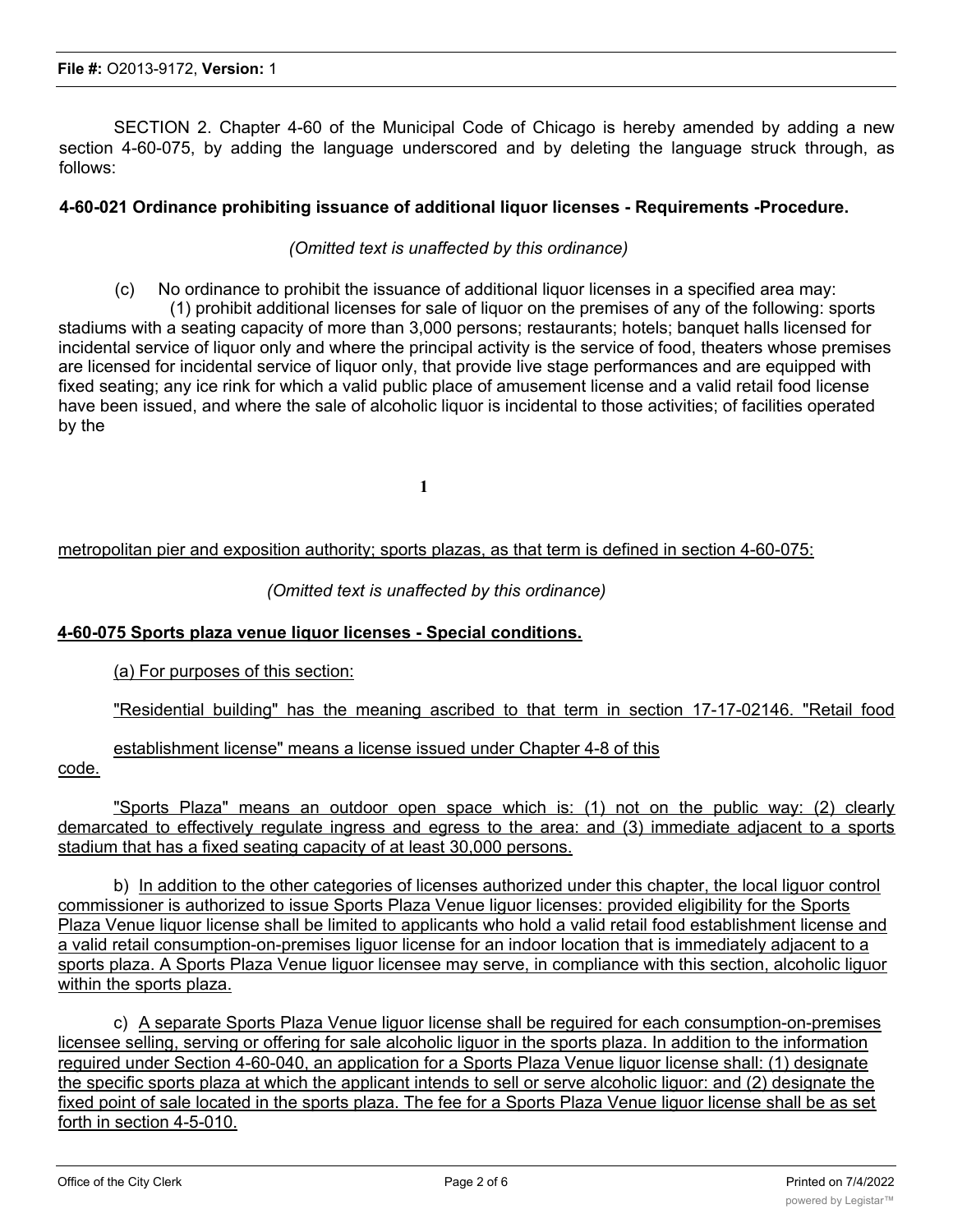SECTION 2. Chapter 4-60 of the Municipal Code of Chicago is hereby amended by adding a new section 4-60-075, by adding the language underscored and by deleting the language struck through, as follows:

**4-60-021 Ordinance prohibiting issuance of additional liquor licenses - Requirements -Procedure.**

*(Omitted text is unaffected by this ordinance)*

(c) No ordinance to prohibit the issuance of additional liquor licenses in a specified area may:

(1) prohibit additional licenses for sale of liquor on the premises of any of the following: sports stadiums with a seating capacity of more than 3,000 persons; restaurants; hotels; banquet halls licensed for incidental service of liquor only and where the principal activity is the service of food, theaters whose premises are licensed for incidental service of liquor only, that provide live stage performances and are equipped with fixed seating; any ice rink for which a valid public place of amusement license and a valid retail food license have been issued, and where the sale of alcoholic liquor is incidental to those activities; of facilities operated by the metropolitan pier and exposition authority; sports plazas, as that term is defined in section 4-60-075:

*(Omitted text is unaffected by this ordinance)*

**4-60-075 Sports plaza venue liquor licenses - Special conditions.**

(a) For purposes of this section:

"Residential building" has the meaning ascribed to that term in section 17-17-02146. "Retail food establishment license" means a license issued under Chapter 4-8 of this code.

"Sports Plaza" means an outdoor open space which is: (1) not on the public way: (2) clearly demarcated to effectively regulate ingress and egress to the area: and (3) immediate adjacent to a sports stadium that has a fixed seating capacity of at least 30,000 persons.

b) In addition to the other categories of licenses authorized under this chapter, the local liguor control commissioner is authorized to issue Sports Plaza Venue liguor licenses: provided eligibility for the Sports Plaza Venue liquor license shall be limited to applicants who hold a valid retail food establishment license and a valid retail consumption-on-premises liquor license for an indoor location that is immediately adjacent to a sports plaza. A Sports Plaza Venue liquor licensee may serve, in compliance with this section, alcoholic liguor within the sports plaza.

c) A separate Sports Plaza Venue liguor license shall be reguired for each consumption-on-premises licensee selling, serving or offering for sale alcoholic liguor in the sports plaza. In addition to the information required under Section 4-60-040, an application for a Sports Plaza Venue liguor license shall: (1) designate the specific sports plaza at which the applicant intends to sell or serve alcoholic liguor: and (2) designate the fixed point of sale located in the sports plaza. The fee for a Sports Plaza Venue liguor license shall be as set forth in section 4-5-010.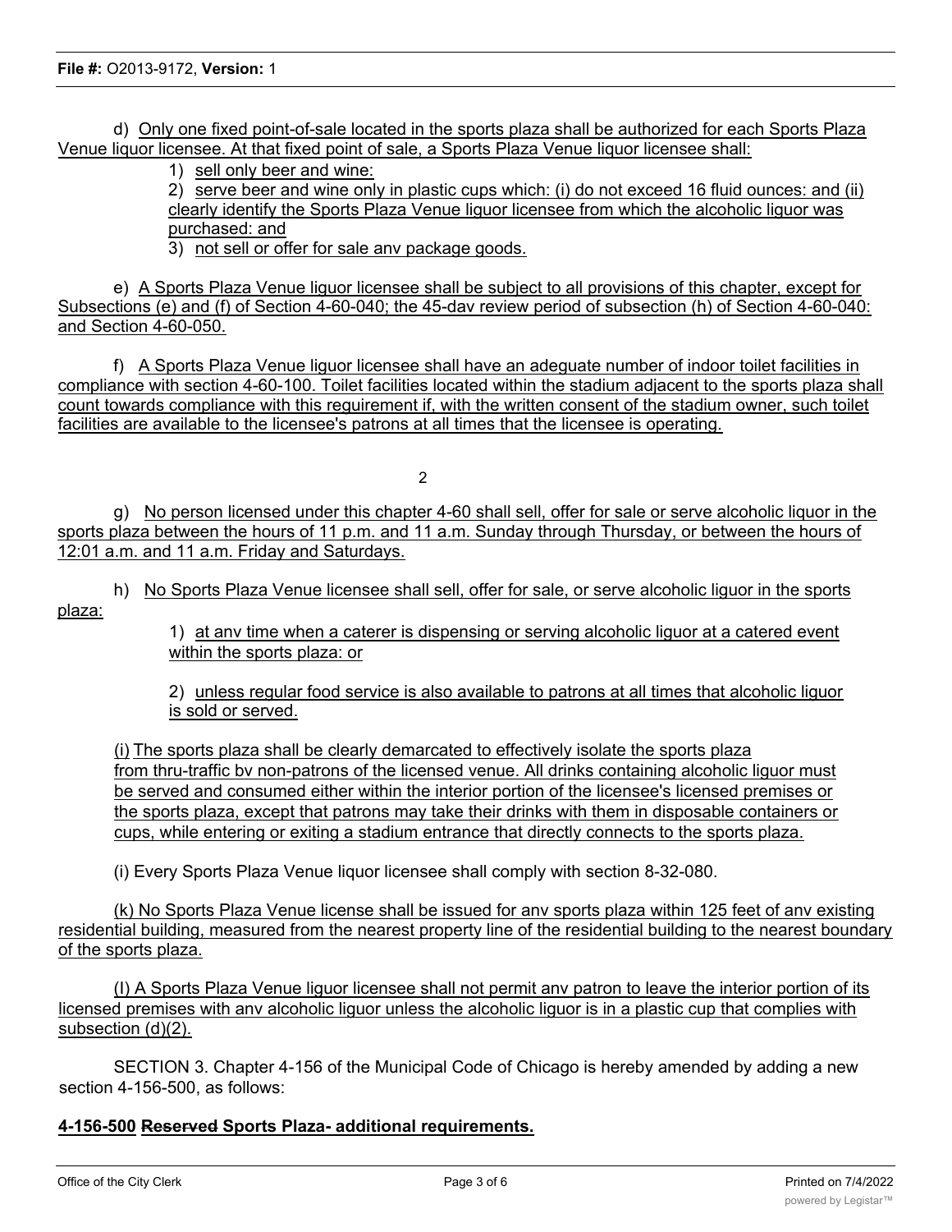d) Only one fixed point-of-sale located in the sports plaza shall be authorized for each Sports Plaza Venue liquor licensee. At that fixed point of sale, a Sports Plaza Venue liquor licensee shall:

1) sell only beer and wine:

2) serve beer and wine only in plastic cups which: (i) do not exceed 16 fluid ounces: and (ii) clearly identify the Sports Plaza Venue liguor licensee from which the alcoholic liguor was purchased: and

3) not sell or offer for sale anv package goods.

e) A Sports Plaza Venue liquor licensee shall be subject to all provisions of this chapter, except for Subsections (e) and (f) of Section 4-60-040; the 45-dav review period of subsection (h) of Section 4-60-040: and Section 4-60-050.

f) A Sports Plaza Venue liguor licensee shall have an adeguate number of indoor toilet facilities in compliance with section 4-60-100. Toilet facilities located within the stadium adjacent to the sports plaza shall count towards compliance with this reguirement if, with the written consent of the stadium owner, such toilet facilities are available to the licensee's patrons at all times that the licensee is operating.

2

g) No person licensed under this chapter 4-60 shall sell, offer for sale or serve alcoholic liquor in the sports plaza between the hours of 11 p.m. and 11 a.m. Sunday through Thursday, or between the hours of 12:01 a.m. and 11 a.m. Friday and Saturdays.

h) No Sports Plaza Venue licensee shall sell, offer for sale, or serve alcoholic liguor in the sports plaza:

1) at anv time when a caterer is dispensing or serving alcoholic liguor at a catered event within the sports plaza: or

2) unless regular food service is also available to patrons at all times that alcoholic liguor is sold or served.

(i) The sports plaza shall be clearly demarcated to effectively isolate the sports plaza from thru-traffic bv non-patrons of the licensed venue. All drinks containing alcoholic liquor must be served and consumed either within the interior portion of the licensee's licensed premises or the sports plaza, except that patrons may take their drinks with them in disposable containers or cups, while entering or exiting a stadium entrance that directly connects to the sports plaza.

(i) Every Sports Plaza Venue liquor licensee shall comply with section 8-32-080.

(k) No Sports Plaza Venue license shall be issued for anv sports plaza within 125 feet of anv existing residential building, measured from the nearest property line of the residential building to the nearest boundary of the sports plaza.

(I) A Sports Plaza Venue liguor licensee shall not permit anv patron to leave the interior portion of its licensed premises with anv alcoholic liguor unless the alcoholic liguor is in a plastic cup that complies with subsection (d)(2).

SECTION 3. Chapter 4-156 of the Municipal Code of Chicago is hereby amended by adding a new section 4-156-500, as follows:

**4-156-500 ~~Reserved~~ Sports Plaza- additional requirements.**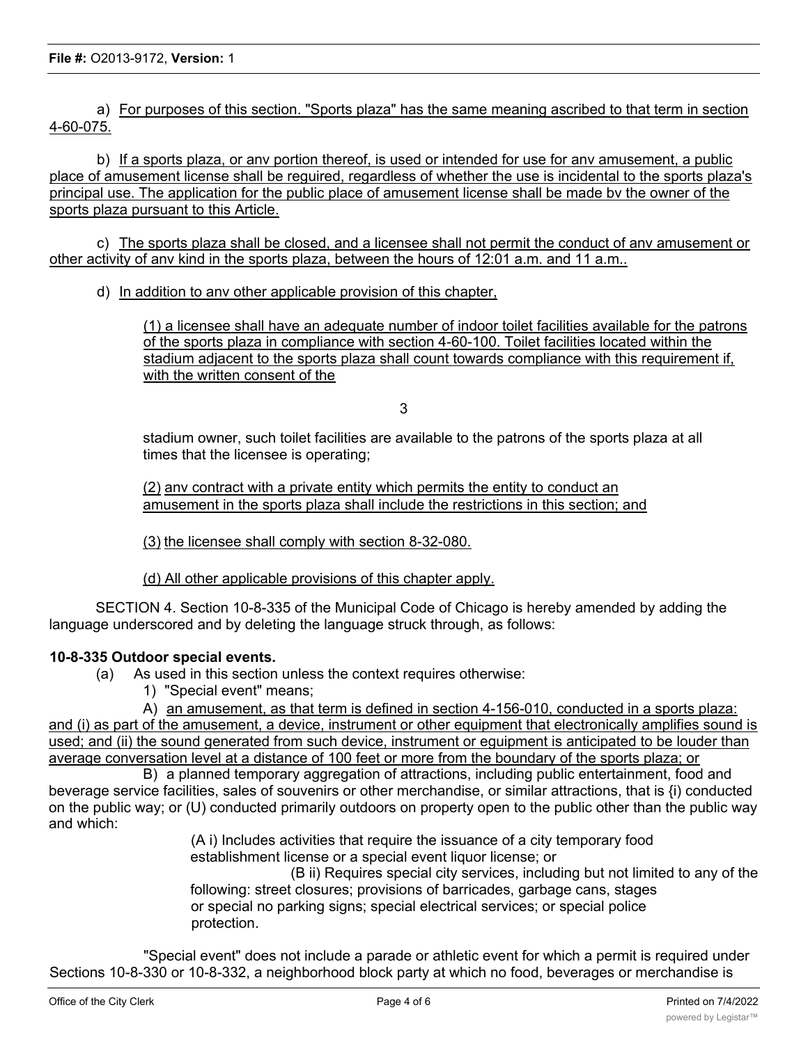a) For purposes of this section. "Sports plaza" has the same meaning ascribed to that term in section 4-60-075.

b) If a sports plaza, or anv portion thereof, is used or intended for use for anv amusement, a public place of amusement license shall be reguired, regardless of whether the use is incidental to the sports plaza's principal use. The application for the public place of amusement license shall be made bv the owner of the sports plaza pursuant to this Article.

c) The sports plaza shall be closed, and a licensee shall not permit the conduct of anv amusement or other activity of anv kind in the sports plaza, between the hours of 12:01 a.m. and 11 a.m..

d) In addition to anv other applicable provision of this chapter,

(1) a licensee shall have an adequate number of indoor toilet facilities available for the patrons of the sports plaza in compliance with section 4-60-100. Toilet facilities located within the stadium adjacent to the sports plaza shall count towards compliance with this requirement if, with the written consent of the stadium owner, such toilet facilities are available to the patrons of the sports plaza at all times that the licensee is operating;

(2) anv contract with a private entity which permits the entity to conduct an amusement in the sports plaza shall include the restrictions in this section; and

(3) the licensee shall comply with section 8-32-080.

(d) All other applicable provisions of this chapter apply.

SECTION 4. Section 10-8-335 of the Municipal Code of Chicago is hereby amended by adding the language underscored and by deleting the language struck through, as follows:

**10-8-335 Outdoor special events.**

(a) As used in this section unless the context requires otherwise:

1) "Special event" means;

A) an amusement, as that term is defined in section 4-156-010, conducted in a sports plaza: and (i) as part of the amusement, a device, instrument or other equipment that electronically amplifies sound is used; and (ii) the sound generated from such device, instrument or equipment is anticipated to be louder than average conversation level at a distance of 100 feet or more from the boundary of the sports plaza; or

B) a planned temporary aggregation of attractions, including public entertainment, food and beverage service facilities, sales of souvenirs or other merchandise, or similar attractions, that is {i) conducted on the public way; or (U) conducted primarily outdoors on property open to the public other than the public way and which:

(A i) Includes activities that require the issuance of a city temporary food establishment license or a special event liquor license; or

(B ii) Requires special city services, including but not limited to any of the following: street closures; provisions of barricades, garbage cans, stages or special no parking signs; special electrical services; or special police protection.

"Special event" does not include a parade or athletic event for which a permit is required under Sections 10-8-330 or 10-8-332, a neighborhood block party at which no food, beverages or merchandise is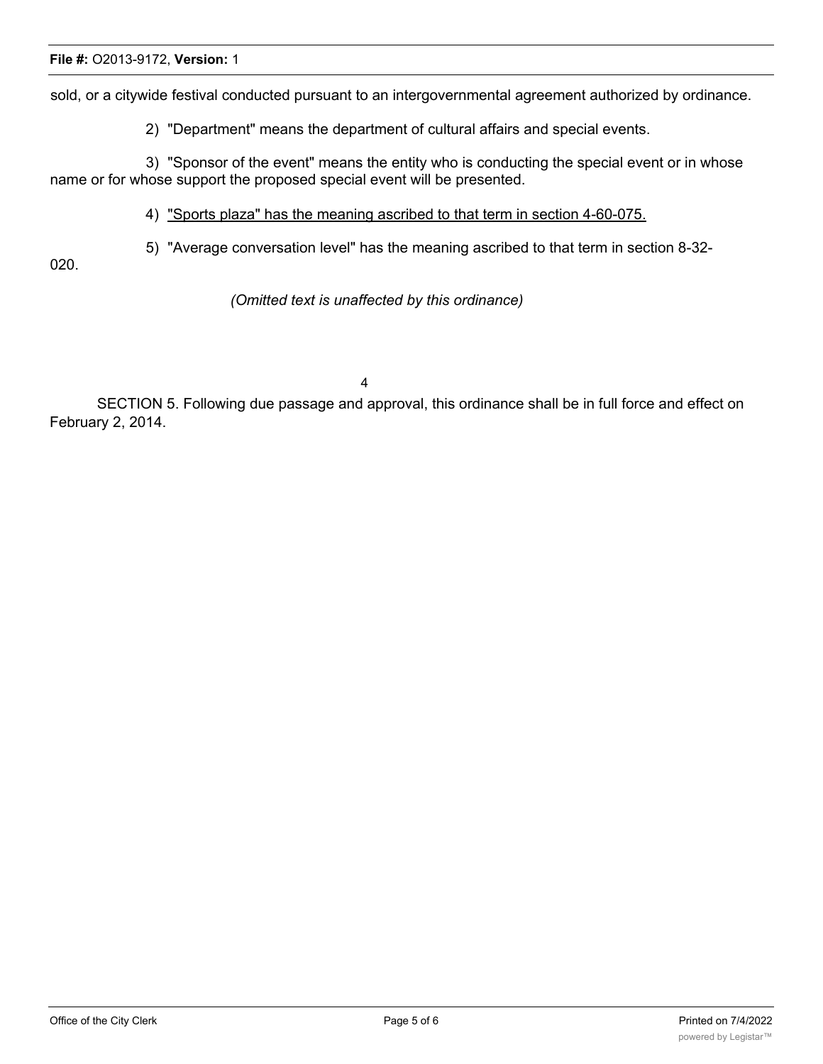sold, or a citywide festival conducted pursuant to an intergovernmental agreement authorized by ordinance.

2) "Department" means the department of cultural affairs and special events.

3) "Sponsor of the event" means the entity who is conducting the special event or in whose name or for whose support the proposed special event will be presented.

4) <u>"Sports plaza" has the meaning ascribed to that term in section 4-60-075.</u>

5) "Average conversation level" has the meaning ascribed to that term in section 8-32-020.

*(Omitted text is unaffected by this ordinance)*

4

SECTION 5. Following due passage and approval, this ordinance shall be in full force and effect on February 2, 2014.